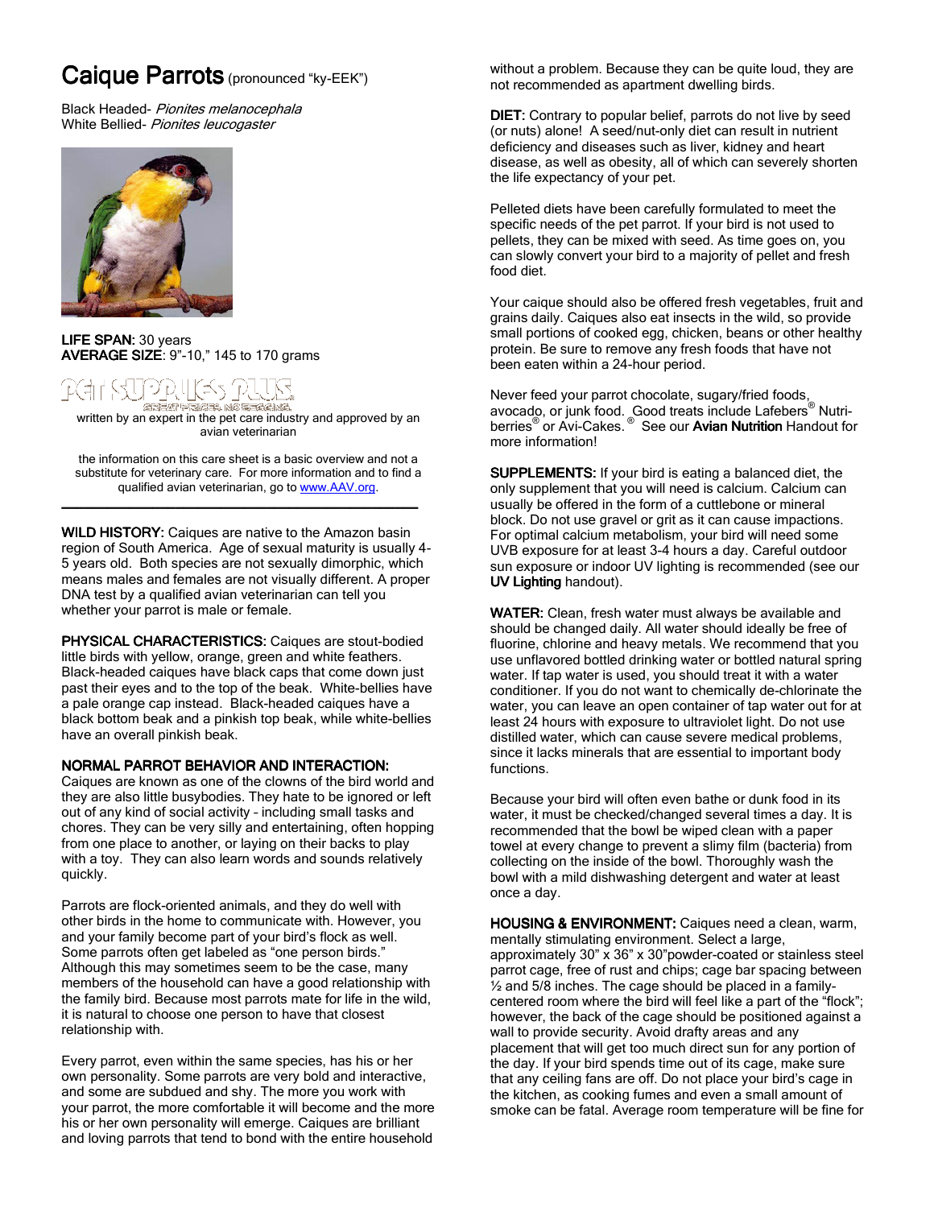# Caique Parrots (pronounced "ky-EEK")

Black Headed- *Pionites melanocephala*
White Bellied- *Pionites leucogaster*

**LIFE SPAN:** 30 years
**AVERAGE SIZE**: 9"-10," 145 to 170 grams

written by an expert in the pet care industry and approved by an avian veterinarian

the information on this care sheet is a basic overview and not a substitute for veterinary care. For more information and to find a qualified avian veterinarian, go to www.AAV.org.

---

**WILD HISTORY:** Caiques are native to the Amazon basin region of South America. Age of sexual maturity is usually 4-5 years old. Both species are not sexually dimorphic, which means males and females are not visually different. A proper DNA test by a qualified avian veterinarian can tell you whether your parrot is male or female.

**PHYSICAL CHARACTERISTICS:** Caiques are stout-bodied little birds with yellow, orange, green and white feathers. Black-headed caiques have black caps that come down just past their eyes and to the top of the beak. White-bellies have a pale orange cap instead. Black-headed caiques have a black bottom beak and a pinkish top beak, while white-bellies have an overall pinkish beak.

**NORMAL PARROT BEHAVIOR AND INTERACTION:**
Caiques are known as one of the clowns of the bird world and they are also little busybodies. They hate to be ignored or left out of any kind of social activity – including small tasks and chores. They can be very silly and entertaining, often hopping from one place to another, or laying on their backs to play with a toy. They can also learn words and sounds relatively quickly.

Parrots are flock-oriented animals, and they do well with other birds in the home to communicate with. However, you and your family become part of your bird's flock as well. Some parrots often get labeled as "one person birds." Although this may sometimes seem to be the case, many members of the household can have a good relationship with the family bird. Because most parrots mate for life in the wild, it is natural to choose one person to have that closest relationship with.

Every parrot, even within the same species, has his or her own personality. Some parrots are very bold and interactive, and some are subdued and shy. The more you work with your parrot, the more comfortable it will become and the more his or her own personality will emerge. Caiques are brilliant and loving parrots that tend to bond with the entire household without a problem. Because they can be quite loud, they are not recommended as apartment dwelling birds.

**DIET:** Contrary to popular belief, parrots do not live by seed (or nuts) alone! A seed/nut-only diet can result in nutrient deficiency and diseases such as liver, kidney and heart disease, as well as obesity, all of which can severely shorten the life expectancy of your pet.

Pelleted diets have been carefully formulated to meet the specific needs of the pet parrot. If your bird is not used to pellets, they can be mixed with seed. As time goes on, you can slowly convert your bird to a majority of pellet and fresh food diet.

Your caique should also be offered fresh vegetables, fruit and grains daily. Caiques also eat insects in the wild, so provide small portions of cooked egg, chicken, beans or other healthy protein. Be sure to remove any fresh foods that have not been eaten within a 24-hour period.

Never feed your parrot chocolate, sugary/fried foods, avocado, or junk food. Good treats include Lafebers® Nutri-berries® or Avi-Cakes.® See our **Avian Nutrition** Handout for more information!

**SUPPLEMENTS:** If your bird is eating a balanced diet, the only supplement that you will need is calcium. Calcium can usually be offered in the form of a cuttlebone or mineral block. Do not use gravel or grit as it can cause impactions. For optimal calcium metabolism, your bird will need some UVB exposure for at least 3-4 hours a day. Careful outdoor sun exposure or indoor UV lighting is recommended (see our **UV Lighting** handout).

**WATER:** Clean, fresh water must always be available and should be changed daily. All water should ideally be free of fluorine, chlorine and heavy metals. We recommend that you use unflavored bottled drinking water or bottled natural spring water. If tap water is used, you should treat it with a water conditioner. If you do not want to chemically de-chlorinate the water, you can leave an open container of tap water out for at least 24 hours with exposure to ultraviolet light. Do not use distilled water, which can cause severe medical problems, since it lacks minerals that are essential to important body functions.

Because your bird will often even bathe or dunk food in its water, it must be checked/changed several times a day. It is recommended that the bowl be wiped clean with a paper towel at every change to prevent a slimy film (bacteria) from collecting on the inside of the bowl. Thoroughly wash the bowl with a mild dishwashing detergent and water at least once a day.

**HOUSING & ENVIRONMENT:** Caiques need a clean, warm, mentally stimulating environment. Select a large, approximately 30" x 36" x 30"powder-coated or stainless steel parrot cage, free of rust and chips; cage bar spacing between ½ and 5/8 inches. The cage should be placed in a family-centered room where the bird will feel like a part of the "flock"; however, the back of the cage should be positioned against a wall to provide security. Avoid drafty areas and any placement that will get too much direct sun for any portion of the day. If your bird spends time out of its cage, make sure that any ceiling fans are off. Do not place your bird's cage in the kitchen, as cooking fumes and even a small amount of smoke can be fatal. Average room temperature will be fine for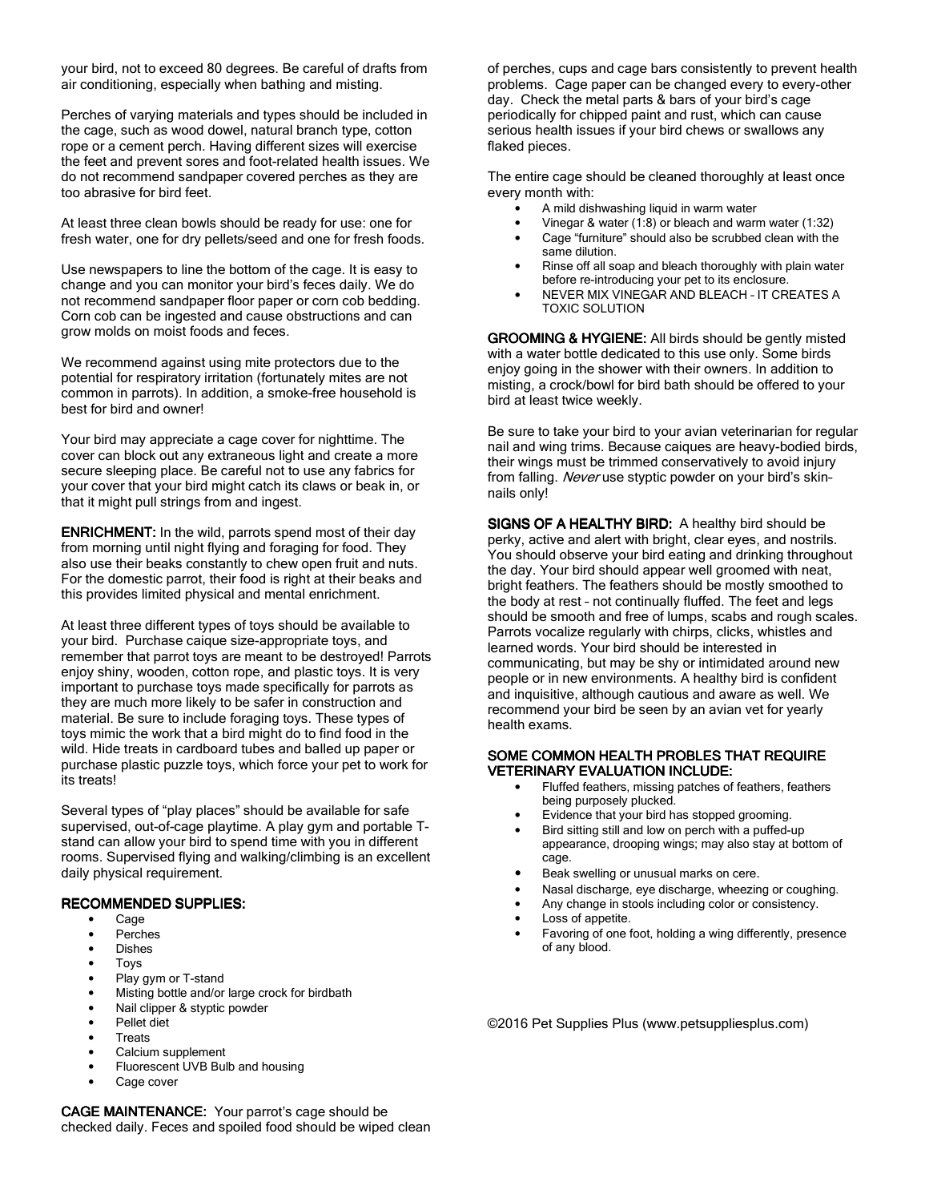your bird, not to exceed 80 degrees. Be careful of drafts from air conditioning, especially when bathing and misting.

Perches of varying materials and types should be included in the cage, such as wood dowel, natural branch type, cotton rope or a cement perch. Having different sizes will exercise the feet and prevent sores and foot-related health issues. We do not recommend sandpaper covered perches as they are too abrasive for bird feet.

At least three clean bowls should be ready for use: one for fresh water, one for dry pellets/seed and one for fresh foods.

Use newspapers to line the bottom of the cage. It is easy to change and you can monitor your bird's feces daily. We do not recommend sandpaper floor paper or corn cob bedding. Corn cob can be ingested and cause obstructions and can grow molds on moist foods and feces.

We recommend against using mite protectors due to the potential for respiratory irritation (fortunately mites are not common in parrots). In addition, a smoke-free household is best for bird and owner!

Your bird may appreciate a cage cover for nighttime. The cover can block out any extraneous light and create a more secure sleeping place. Be careful not to use any fabrics for your cover that your bird might catch its claws or beak in, or that it might pull strings from and ingest.

**ENRICHMENT:** In the wild, parrots spend most of their day from morning until night flying and foraging for food. They also use their beaks constantly to chew open fruit and nuts. For the domestic parrot, their food is right at their beaks and this provides limited physical and mental enrichment.

At least three different types of toys should be available to your bird. Purchase caique size-appropriate toys, and remember that parrot toys are meant to be destroyed! Parrots enjoy shiny, wooden, cotton rope, and plastic toys. It is very important to purchase toys made specifically for parrots as they are much more likely to be safer in construction and material. Be sure to include foraging toys. These types of toys mimic the work that a bird might do to find food in the wild. Hide treats in cardboard tubes and balled up paper or purchase plastic puzzle toys, which force your pet to work for its treats!

Several types of "play places" should be available for safe supervised, out-of-cage playtime. A play gym and portable T-stand can allow your bird to spend time with you in different rooms. Supervised flying and walking/climbing is an excellent daily physical requirement.

**RECOMMENDED SUPPLIES:**

- Cage
- Perches
- Dishes
- Toys
- Play gym or T-stand
- Misting bottle and/or large crock for birdbath
- Nail clipper & styptic powder
- Pellet diet
- Treats
- Calcium supplement
- Fluorescent UVB Bulb and housing
- Cage cover

**CAGE MAINTENANCE:** Your parrot's cage should be checked daily. Feces and spoiled food should be wiped clean of perches, cups and cage bars consistently to prevent health problems. Cage paper can be changed every to every-other day. Check the metal parts & bars of your bird's cage periodically for chipped paint and rust, which can cause serious health issues if your bird chews or swallows any flaked pieces.

The entire cage should be cleaned thoroughly at least once every month with:

- A mild dishwashing liquid in warm water
- Vinegar & water (1:8) or bleach and warm water (1:32)
- Cage "furniture" should also be scrubbed clean with the same dilution.
- Rinse off all soap and bleach thoroughly with plain water before re-introducing your pet to its enclosure.
- NEVER MIX VINEGAR AND BLEACH – IT CREATES A TOXIC SOLUTION

**GROOMING & HYGIENE:** All birds should be gently misted with a water bottle dedicated to this use only. Some birds enjoy going in the shower with their owners. In addition to misting, a crock/bowl for bird bath should be offered to your bird at least twice weekly.

Be sure to take your bird to your avian veterinarian for regular nail and wing trims. Because caiques are heavy-bodied birds, their wings must be trimmed conservatively to avoid injury from falling. *Never* use styptic powder on your bird's skin-nails only!

**SIGNS OF A HEALTHY BIRD:** A healthy bird should be perky, active and alert with bright, clear eyes, and nostrils. You should observe your bird eating and drinking throughout the day. Your bird should appear well groomed with neat, bright feathers. The feathers should be mostly smoothed to the body at rest – not continually fluffed. The feet and legs should be smooth and free of lumps, scabs and rough scales. Parrots vocalize regularly with chirps, clicks, whistles and learned words. Your bird should be interested in communicating, but may be shy or intimidated around new people or in new environments. A healthy bird is confident and inquisitive, although cautious and aware as well. We recommend your bird be seen by an avian vet for yearly health exams.

**SOME COMMON HEALTH PROBLES THAT REQUIRE VETERINARY EVALUATION INCLUDE:**

- Fluffed feathers, missing patches of feathers, feathers being purposely plucked.
- Evidence that your bird has stopped grooming.
- Bird sitting still and low on perch with a puffed-up appearance, drooping wings; may also stay at bottom of cage.
- Beak swelling or unusual marks on cere.
- Nasal discharge, eye discharge, wheezing or coughing.
- Any change in stools including color or consistency.
- Loss of appetite.
- Favoring of one foot, holding a wing differently, presence of any blood.

©2016 Pet Supplies Plus (www.petsuppliesplus.com)